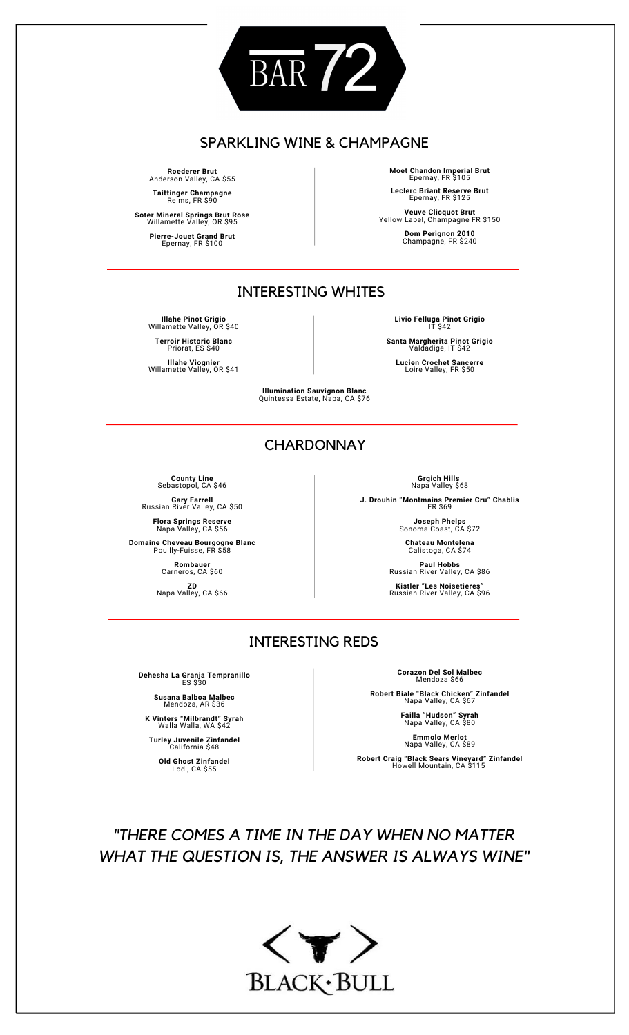# BAR 72

## SPARKLING WINE & CHAMPAGNE

**Roederer Brut**
Anderson Valley, CA $55

**Taittinger Champagne**
Reims, FR $90

**Soter Mineral Springs Brut Rose**
Willamette Valley, OR $95

**Pierre-Jouet Grand Brut**
Epernay, FR $100

**Moet Chandon Imperial Brut**
Epernay, FR $105

**Leclerc Briant Reserve Brut**
Epernay, FR $125

**Veuve Clicquot Brut**
Yellow Label, Champagne FR $150

**Dom Perignon 2010**
Champagne, FR $240

## INTERESTING WHITES

**Illahe Pinot Grigio**
Willamette Valley, OR $40

**Terroir Historic Blanc**
Priorat, ES $40

**Illahe Viognier**
Willamette Valley, OR $41

**Livio Felluga Pinot Grigio**
IT $42

**Santa Margherita Pinot Grigio**
Valdadige, IT $42

**Lucien Crochet Sancerre**
Loire Valley, FR $50

**Illumination Sauvignon Blanc**
Quintessa Estate, Napa, CA $76

## CHARDONNAY

**County Line**
Sebastopol, CA $46

**Gary Farrell**
Russian River Valley, CA $50

**Flora Springs Reserve**
Napa Valley, CA $56

**Domaine Cheveau Bourgogne Blanc**
Pouilly-Fuisse, FR $58

**Rombauer**
Carneros, CA $60

**ZD**
Napa Valley, CA $66

**Grgich Hills**
Napa Valley $68

**J. Drouhin "Montmains Premier Cru" Chablis**
FR $69

**Joseph Phelps**
Sonoma Coast, CA $72

**Chateau Montelena**
Calistoga, CA $74

**Paul Hobbs**
Russian River Valley, CA $86

**Kistler "Les Noisetieres"**
Russian River Valley, CA $96

## INTERESTING REDS

**Dehesha La Granja Tempranillo**
ES $30

**Susana Balboa Malbec**
Mendoza, AR $36

**K Vinters "Milbrandt" Syrah**
Walla Walla, WA $42

**Turley Juvenile Zinfandel**
California $48

**Old Ghost Zinfandel**
Lodi, CA $55

**Corazon Del Sol Malbec**
Mendoza $66

**Robert Biale "Black Chicken" Zinfandel**
Napa Valley, CA $67

**Failla "Hudson" Syrah**
Napa Valley, CA $80

**Emmolo Merlot**
Napa Valley, CA $89

**Robert Craig "Black Sears Vineyard" Zinfandel**
Howell Mountain, CA $115

*"THERE COMES A TIME IN THE DAY WHEN NO MATTER WHAT THE QUESTION IS, THE ANSWER IS ALWAYS WINE"*

BLACK·BULL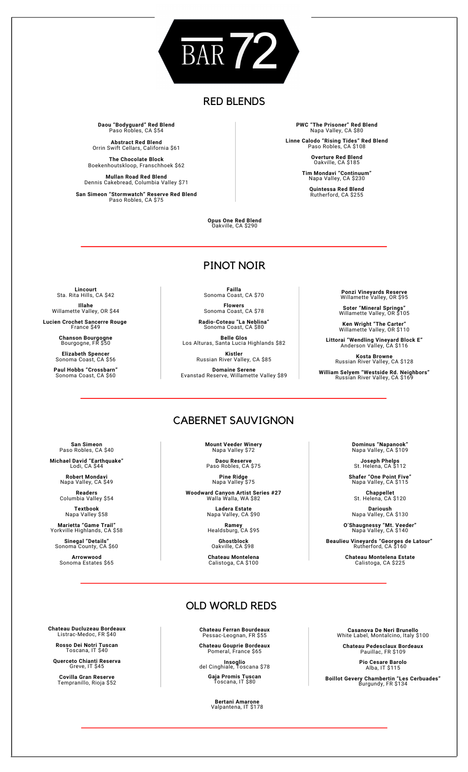# BAR 72

## RED BLENDS

**Daou "Bodyguard" Red Blend**
Paso Robles, CA $54

**Abstract Red Blend**
Orrin Swift Cellars, California $61

**The Chocolate Block**
Boekenhoutskloop, Franschhoek $62

**Mullan Road Red Blend**
Dennis Cakebread, Columbia Valley $71

**San Simeon "Stormwatch" Reserve Red Blend**
Paso Robles, CA $75

**PWC "The Prisoner" Red Blend**
Napa Valley, CA $80

**Linne Calodo "Rising Tides" Red Blend**
Paso Robles, CA $108

**Overture Red Blend**
Oakville, CA $185

**Tim Mondavi "Continuum"**
Napa Valley, CA $230

**Quintessa Red Blend**
Rutherford, CA $255

**Opus One Red Blend**
Oakville, CA $290

## PINOT NOIR

**Lincourt**
Sta. Rita Hills, CA $42

**Illahe**
Willamette Valley, OR $44

**Lucien Crochet Sancerre Rouge**
France $49

**Chanson Bourgogne**
Bourgogne, FR $50

**Elizabeth Spencer**
Sonoma Coast, CA $56

**Paul Hobbs "Crossbarn"**
Sonoma Coast, CA $60

**Failla**
Sonoma Coast, CA $70

**Flowers**
Sonoma Coast, CA $78

**Radio-Coteau "La Neblina"**
Sonoma Coast, CA $80

**Belle Glos**
Los Alturas, Santa Lucia Highlands $82

**Kistler**
Russian River Valley, CA $85

**Domaine Serene**
Evanstad Reserve, Willamette Valley $89

**Ponzi Vineyards Reserve**
Willamette Valley, OR $95

**Soter "Mineral Springs"**
Willamette Valley, OR $105

**Ken Wright "The Carter"**
Willamette Valley, OR $110

**Littorai "Wendling Vineyard Block E"**
Anderson Valley, CA $116

**Kosta Browne**
Russian River Valley, CA $128

**William Selyem "Westside Rd. Neighbors"**
Russian River Valley, CA $169

## CABERNET SAUVIGNON

**San Simeon**
Paso Robles, CA $40

**Michael David "Earthquake"**
Lodi, CA $44

**Robert Mondavi**
Napa Valley, CA $49

**Readers**
Columbia Valley $54

**Textbook**
Napa Valley $58

**Marietta "Game Trail"**
Yorkville Highlands, CA $58

**Sinegal "Details"**
Sonoma County, CA $60

**Arrowwood**
Sonoma Estates $65

**Mount Veeder Winery**
Napa Valley $72

**Daou Reserve**
Paso Robles, CA $75

**Pine Ridge**
Napa Valley $75

**Woodward Canyon Artist Series #27**
Walla Walla, WA $82

**Ladera Estate**
Napa Valley, CA $90

**Ramey**
Healdsburg, CA $95

**Ghostblock**
Oakville, CA $98

**Chateau Montelena**
Calistoga, CA $100

**Dominus "Napanook"**
Napa Valley, CA $109

**Joseph Phelps**
St. Helena, CA $112

**Shafer "One Point Five"**
Napa Valley, CA $115

**Chappellet**
St. Helena, CA $120

**Darioush**
Napa Valley, CA $130

**O'Shaugnessy "Mt. Veeder"**
Napa Valley, CA $140

**Beaulieu Vineyards "Georges de Latour"**
Rutherford, CA $160

**Chateau Montelena Estate**
Calistoga, CA $225

## OLD WORLD REDS

**Chateau Ducluzeau Bordeaux**
Listrac-Medoc, FR $40

**Rosso Dei Notri Tuscan**
Toscana, IT $40

**Querceto Chianti Reserva**
Greve, IT $45

**Covilla Gran Reserve**
Tempranillo, Rioja $52

**Chateau Ferran Bourdeaux**
Pessac-Leognan, FR $55

**Chateau Gouprie Bordeaux**
Pomeral, France $65

**Insoglio**
del Cinghiale, Toscana $78

**Gaja Promis Tuscan**
Toscana, IT $80

**Bertani Amarone**
Valpantena, IT $178

**Casanova De Neri Brunello**
White Label, Montalcino, Italy $100

**Chateau Pedesclaux Bordeaux**
Pauillac, FR $109

**Pio Cesare Barolo**
Alba, IT $115

**Boillot Gevery Chambertin "Les Cerbuades"**
Burgundy, FR $134